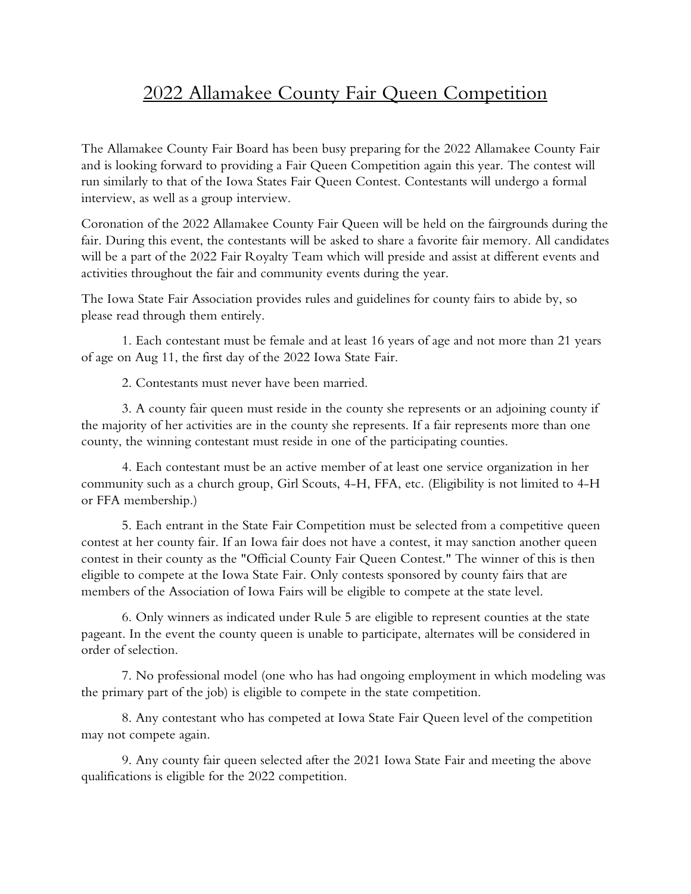# 2022 Allamakee County Fair Queen Competition

The Allamakee County Fair Board has been busy preparing for the 2022 Allamakee County Fair and is looking forward to providing a Fair Queen Competition again this year. The contest will run similarly to that of the Iowa States Fair Queen Contest. Contestants will undergo a formal interview, as well as a group interview.

Coronation of the 2022 Allamakee County Fair Queen will be held on the fairgrounds during the fair. During this event, the contestants will be asked to share a favorite fair memory. All candidates will be a part of the 2022 Fair Royalty Team which will preside and assist at different events and activities throughout the fair and community events during the year.

The Iowa State Fair Association provides rules and guidelines for county fairs to abide by, so please read through them entirely.

1. Each contestant must be female and at least 16 years of age and not more than 21 years of age on Aug 11, the first day of the 2022 Iowa State Fair.

2. Contestants must never have been married.

3. A county fair queen must reside in the county she represents or an adjoining county if the majority of her activities are in the county she represents. If a fair represents more than one county, the winning contestant must reside in one of the participating counties.

4. Each contestant must be an active member of at least one service organization in her community such as a church group, Girl Scouts, 4-H, FFA, etc. (Eligibility is not limited to 4-H or FFA membership.)

5. Each entrant in the State Fair Competition must be selected from a competitive queen contest at her county fair. If an Iowa fair does not have a contest, it may sanction another queen contest in their county as the "Official County Fair Queen Contest." The winner of this is then eligible to compete at the Iowa State Fair. Only contests sponsored by county fairs that are members of the Association of Iowa Fairs will be eligible to compete at the state level.

6. Only winners as indicated under Rule 5 are eligible to represent counties at the state pageant. In the event the county queen is unable to participate, alternates will be considered in order of selection.

7. No professional model (one who has had ongoing employment in which modeling was the primary part of the job) is eligible to compete in the state competition.

8. Any contestant who has competed at Iowa State Fair Queen level of the competition may not compete again.

9. Any county fair queen selected after the 2021 Iowa State Fair and meeting the above qualifications is eligible for the 2022 competition.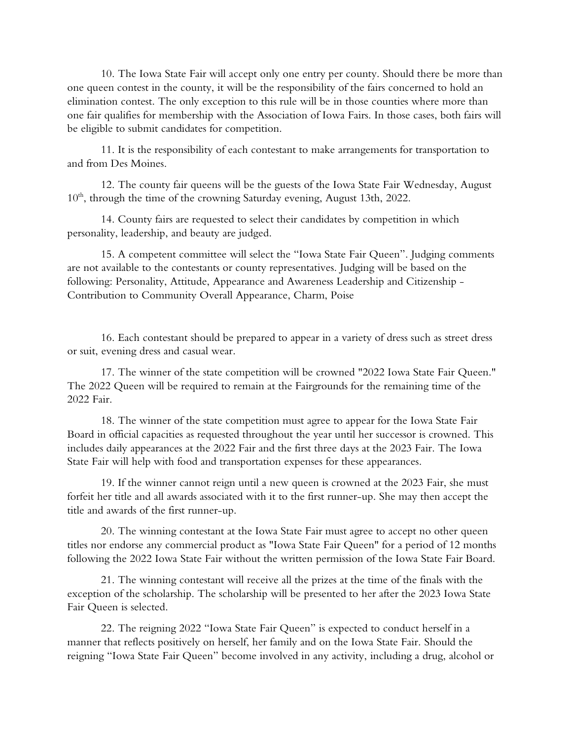10. The Iowa State Fair will accept only one entry per county. Should there be more than one queen contest in the county, it will be the responsibility of the fairs concerned to hold an elimination contest. The only exception to this rule will be in those counties where more than one fair qualifies for membership with the Association of Iowa Fairs. In those cases, both fairs will be eligible to submit candidates for competition.

11. It is the responsibility of each contestant to make arrangements for transportation to and from Des Moines.

12. The county fair queens will be the guests of the Iowa State Fair Wednesday, August 10th, through the time of the crowning Saturday evening, August 13th, 2022.

14. County fairs are requested to select their candidates by competition in which personality, leadership, and beauty are judged.

15. A competent committee will select the "Iowa State Fair Queen". Judging comments are not available to the contestants or county representatives. Judging will be based on the following: Personality, Attitude, Appearance and Awareness Leadership and Citizenship - Contribution to Community Overall Appearance, Charm, Poise

16. Each contestant should be prepared to appear in a variety of dress such as street dress or suit, evening dress and casual wear.

17. The winner of the state competition will be crowned "2022 Iowa State Fair Queen." The 2022 Queen will be required to remain at the Fairgrounds for the remaining time of the 2022 Fair.

18. The winner of the state competition must agree to appear for the Iowa State Fair Board in official capacities as requested throughout the year until her successor is crowned. This includes daily appearances at the 2022 Fair and the first three days at the 2023 Fair. The Iowa State Fair will help with food and transportation expenses for these appearances.

19. If the winner cannot reign until a new queen is crowned at the 2023 Fair, she must forfeit her title and all awards associated with it to the first runner-up. She may then accept the title and awards of the first runner-up.

20. The winning contestant at the Iowa State Fair must agree to accept no other queen titles nor endorse any commercial product as "Iowa State Fair Queen" for a period of 12 months following the 2022 Iowa State Fair without the written permission of the Iowa State Fair Board.

21. The winning contestant will receive all the prizes at the time of the finals with the exception of the scholarship. The scholarship will be presented to her after the 2023 Iowa State Fair Queen is selected.

22. The reigning 2022 "Iowa State Fair Queen" is expected to conduct herself in a manner that reflects positively on herself, her family and on the Iowa State Fair. Should the reigning "Iowa State Fair Queen" become involved in any activity, including a drug, alcohol or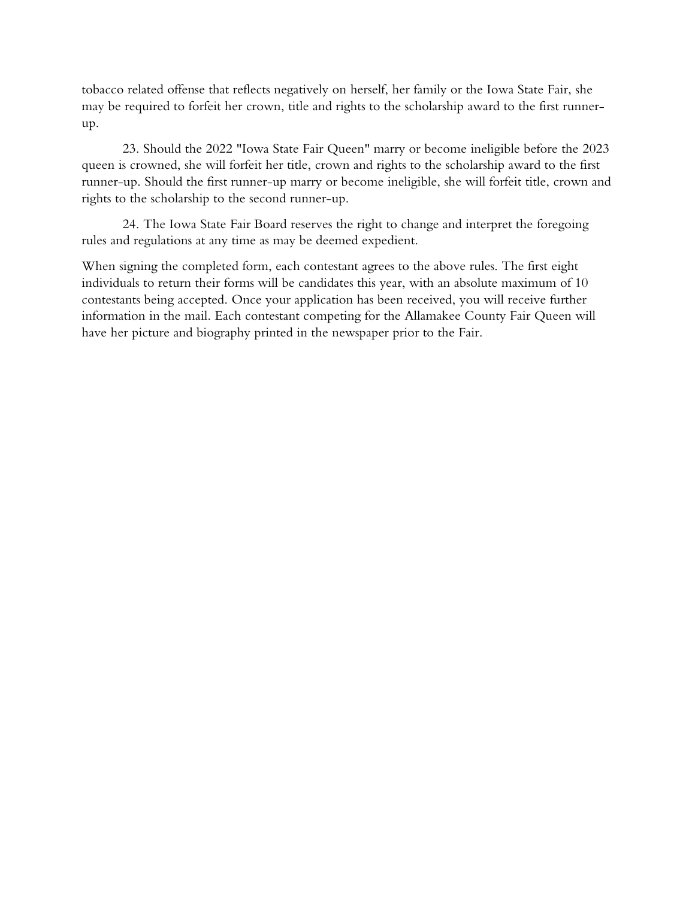tobacco related offense that reflects negatively on herself, her family or the Iowa State Fair, she may be required to forfeit her crown, title and rights to the scholarship award to the first runner-up.

23. Should the 2022 "Iowa State Fair Queen" marry or become ineligible before the 2023 queen is crowned, she will forfeit her title, crown and rights to the scholarship award to the first runner-up. Should the first runner-up marry or become ineligible, she will forfeit title, crown and rights to the scholarship to the second runner-up.

24. The Iowa State Fair Board reserves the right to change and interpret the foregoing rules and regulations at any time as may be deemed expedient.

When signing the completed form, each contestant agrees to the above rules. The first eight individuals to return their forms will be candidates this year, with an absolute maximum of 10 contestants being accepted. Once your application has been received, you will receive further information in the mail. Each contestant competing for the Allamakee County Fair Queen will have her picture and biography printed in the newspaper prior to the Fair.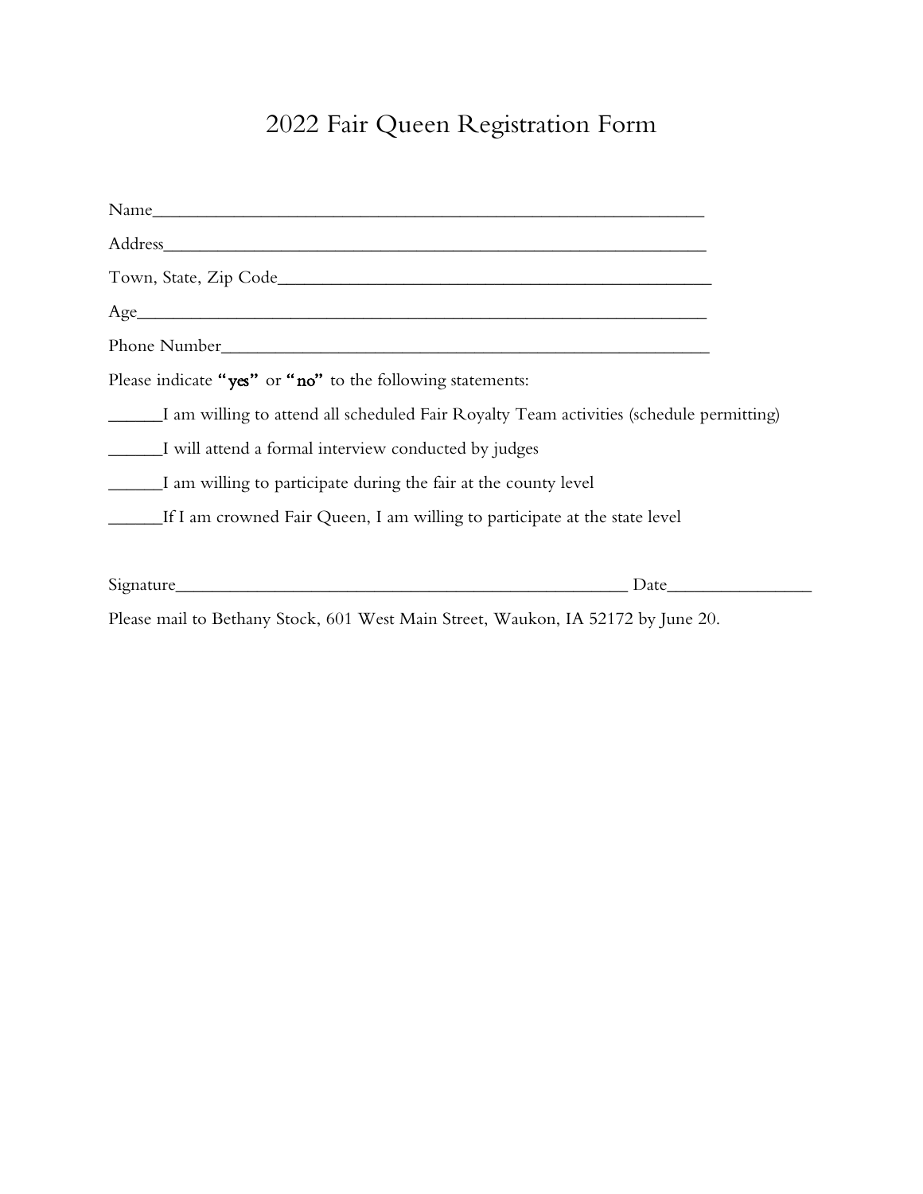# 2022 Fair Queen Registration Form

Name_______________________________________________________________

Address_____________________________________________________________

Town, State, Zip Code_______________________________________________

Age________________________________________________________________

Phone Number_______________________________________________________

Please indicate **"yes"** or **"no"** to the following statements:

______I am willing to attend all scheduled Fair Royalty Team activities (schedule permitting)

______I will attend a formal interview conducted by judges

______I am willing to participate during the fair at the county level

______If I am crowned Fair Queen, I am willing to participate at the state level

Signature___________________________________________________ Date_______________

Please mail to Bethany Stock, 601 West Main Street, Waukon, IA 52172 by June 20.